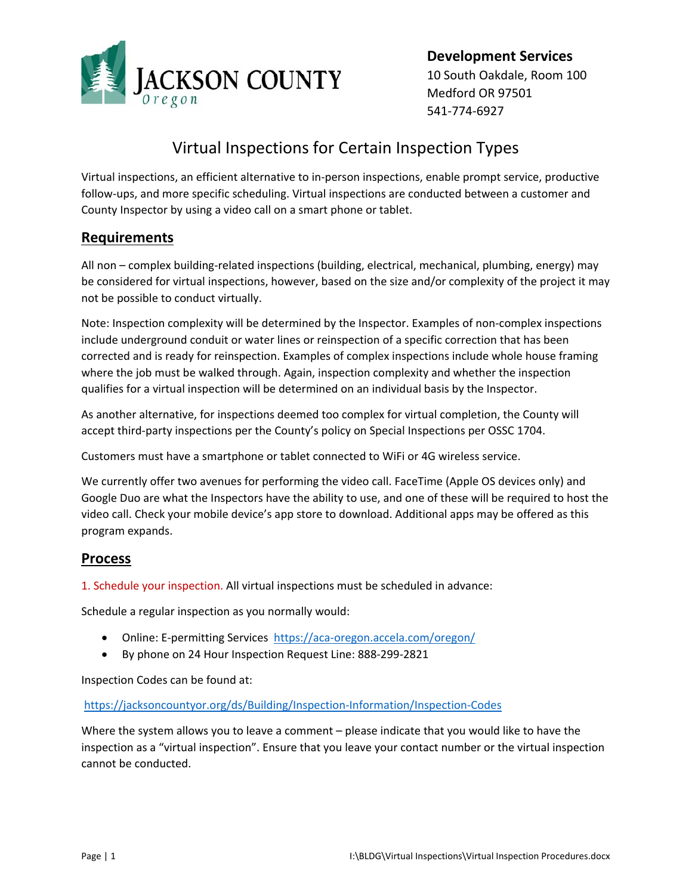**JACKSON COUNTY**
*Oregon*

**Development Services**
10 South Oakdale, Room 100
Medford OR 97501
541-774-6927

# Virtual Inspections for Certain Inspection Types

Virtual inspections, an efficient alternative to in-person inspections, enable prompt service, productive follow-ups, and more specific scheduling. Virtual inspections are conducted between a customer and County Inspector by using a video call on a smart phone or tablet.

## Requirements

All non – complex building-related inspections (building, electrical, mechanical, plumbing, energy) may be considered for virtual inspections, however, based on the size and/or complexity of the project it may not be possible to conduct virtually.

Note: Inspection complexity will be determined by the Inspector. Examples of non-complex inspections include underground conduit or water lines or reinspection of a specific correction that has been corrected and is ready for reinspection. Examples of complex inspections include whole house framing where the job must be walked through. Again, inspection complexity and whether the inspection qualifies for a virtual inspection will be determined on an individual basis by the Inspector.

As another alternative, for inspections deemed too complex for virtual completion, the County will accept third-party inspections per the County's policy on Special Inspections per OSSC 1704.

Customers must have a smartphone or tablet connected to WiFi or 4G wireless service.

We currently offer two avenues for performing the video call. FaceTime (Apple OS devices only) and Google Duo are what the Inspectors have the ability to use, and one of these will be required to host the video call. Check your mobile device's app store to download. Additional apps may be offered as this program expands.

## Process

1. Schedule your inspection. All virtual inspections must be scheduled in advance:

Schedule a regular inspection as you normally would:

- Online: E-permitting Services https://aca-oregon.accela.com/oregon/
- By phone on 24 Hour Inspection Request Line: 888-299-2821

Inspection Codes can be found at:

https://jacksoncountyor.org/ds/Building/Inspection-Information/Inspection-Codes

Where the system allows you to leave a comment – please indicate that you would like to have the inspection as a "virtual inspection". Ensure that you leave your contact number or the virtual inspection cannot be conducted.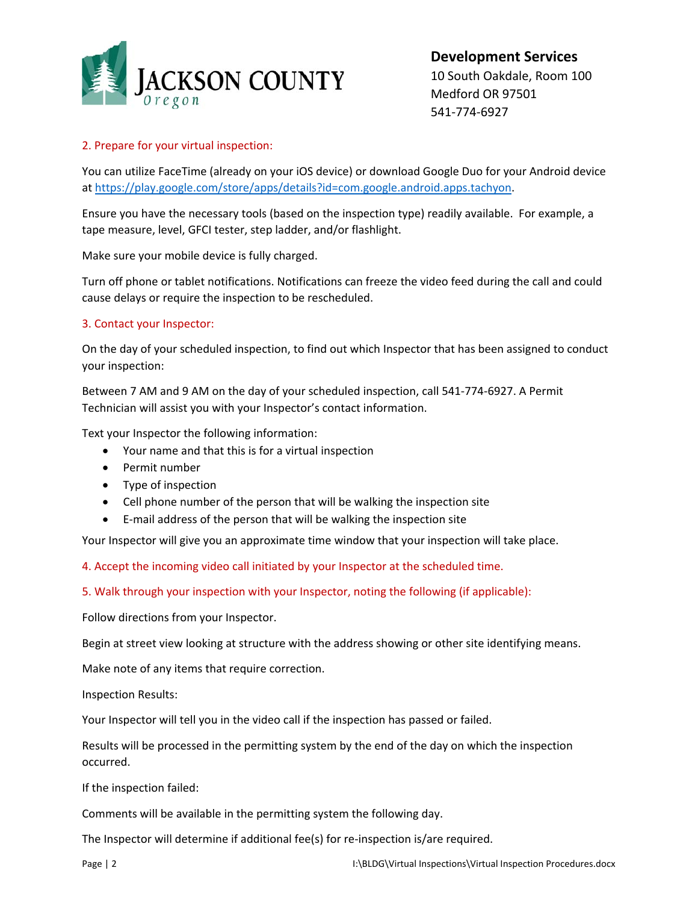**Development Services**
10 South Oakdale, Room 100
Medford OR 97501
541-774-6927

### 2. Prepare for your virtual inspection:

You can utilize FaceTime (already on your iOS device) or download Google Duo for your Android device at https://play.google.com/store/apps/details?id=com.google.android.apps.tachyon.

Ensure you have the necessary tools (based on the inspection type) readily available. For example, a tape measure, level, GFCI tester, step ladder, and/or flashlight.

Make sure your mobile device is fully charged.

Turn off phone or tablet notifications. Notifications can freeze the video feed during the call and could cause delays or require the inspection to be rescheduled.

### 3. Contact your Inspector:

On the day of your scheduled inspection, to find out which Inspector that has been assigned to conduct your inspection:

Between 7 AM and 9 AM on the day of your scheduled inspection, call 541-774-6927. A Permit Technician will assist you with your Inspector's contact information.

Text your Inspector the following information:

- Your name and that this is for a virtual inspection
- Permit number
- Type of inspection
- Cell phone number of the person that will be walking the inspection site
- E-mail address of the person that will be walking the inspection site

Your Inspector will give you an approximate time window that your inspection will take place.

### 4. Accept the incoming video call initiated by your Inspector at the scheduled time.

### 5. Walk through your inspection with your Inspector, noting the following (if applicable):

Follow directions from your Inspector.

Begin at street view looking at structure with the address showing or other site identifying means.

Make note of any items that require correction.

Inspection Results:

Your Inspector will tell you in the video call if the inspection has passed or failed.

Results will be processed in the permitting system by the end of the day on which the inspection occurred.

If the inspection failed:

Comments will be available in the permitting system the following day.

The Inspector will determine if additional fee(s) for re-inspection is/are required.